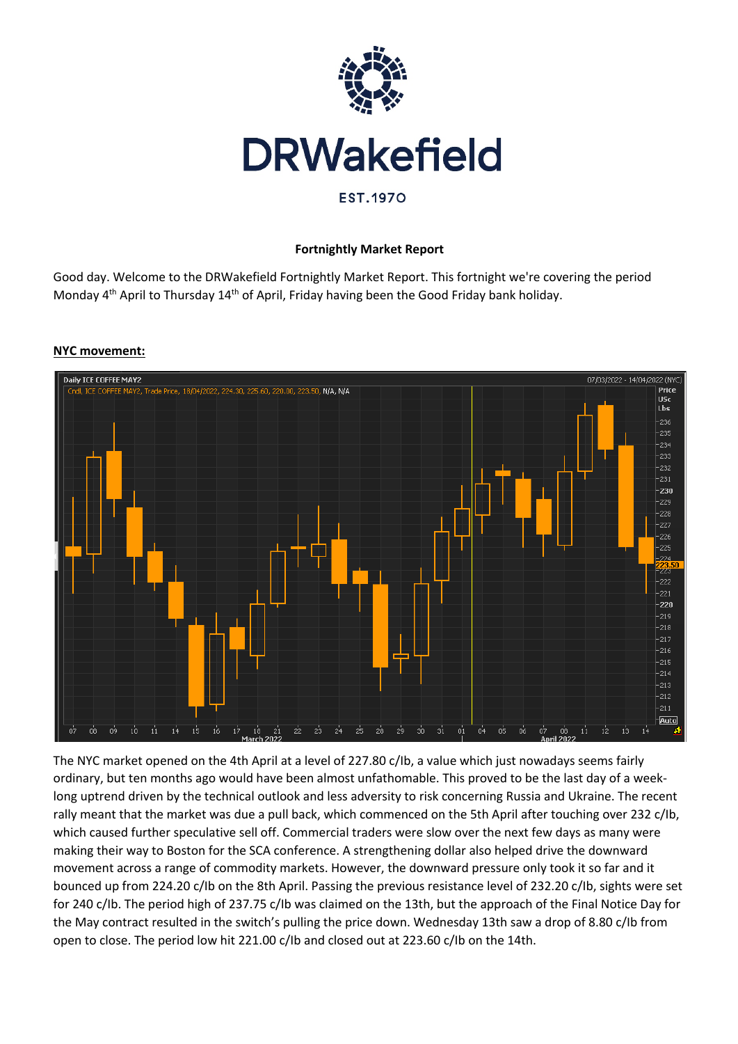DRWakefield

EST.1970

**Fortnightly Market Report**

Good day. Welcome to the DRWakefield Fortnightly Market Report. This fortnight we're covering the period Monday 4th April to Thursday 14th of April, Friday having been the Good Friday bank holiday.

**NYC movement:**

Daily ICE COFFEE MAY2

07/03/2022 - 14/04/2022 (NYC)

Cndl, ICE COFFEE MAY2, Trade Price, 18/04/2022, 224.30, 225.60, 220.00, 223.50, N/A, N/A

Price USc Lbs

236
235
234
233
232
231
230
229
228
227
226
225
224
223.50
223
222
221
220
219
218
217
216
215
214
213
212
211

Auto

07 08 09 10 11 14 15 16 17 18 21 22 23 24 25 28 29 30 31 01 04 05 06 07 08 11 12 13 14

March 2022

April 2022

The NYC market opened on the 4th April at a level of 227.80 c/lb, a value which just nowadays seems fairly ordinary, but ten months ago would have been almost unfathomable. This proved to be the last day of a week-long uptrend driven by the technical outlook and less adversity to risk concerning Russia and Ukraine. The recent rally meant that the market was due a pull back, which commenced on the 5th April after touching over 232 c/lb, which caused further speculative sell off. Commercial traders were slow over the next few days as many were making their way to Boston for the SCA conference. A strengthening dollar also helped drive the downward movement across a range of commodity markets. However, the downward pressure only took it so far and it bounced up from 224.20 c/lb on the 8th April. Passing the previous resistance level of 232.20 c/lb, sights were set for 240 c/lb. The period high of 237.75 c/lb was claimed on the 13th, but the approach of the Final Notice Day for the May contract resulted in the switch's pulling the price down. Wednesday 13th saw a drop of 8.80 c/lb from open to close. The period low hit 221.00 c/lb and closed out at 223.60 c/lb on the 14th.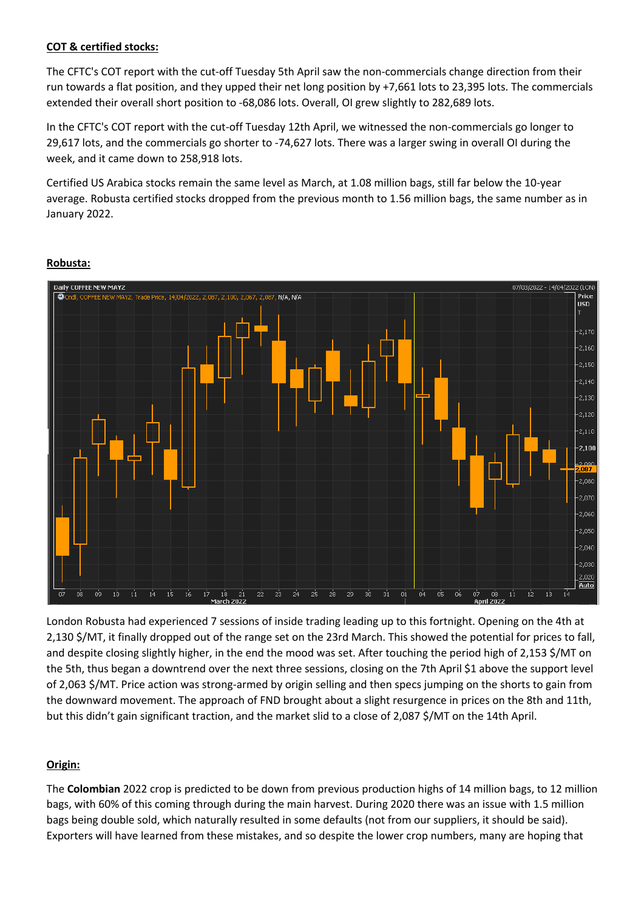**COT & certified stocks:**

The CFTC's COT report with the cut-off Tuesday 5th April saw the non-commercials change direction from their run towards a flat position, and they upped their net long position by +7,661 lots to 23,395 lots. The commercials extended their overall short position to -68,086 lots. Overall, OI grew slightly to 282,689 lots.

In the CFTC's COT report with the cut-off Tuesday 12th April, we witnessed the non-commercials go longer to 29,617 lots, and the commercials go shorter to -74,627 lots. There was a larger swing in overall OI during the week, and it came down to 258,918 lots.

Certified US Arabica stocks remain the same level as March, at 1.08 million bags, still far below the 10-year average. Robusta certified stocks dropped from the previous month to 1.56 million bags, the same number as in January 2022.

**Robusta:**

Daily COFFEE NEW MAY2
07/03/2022 - 14/04/2022 (LON)
Cndl, COFFEE NEW MAY2, Trade Price, 14/04/2022, 2,087, 2,100, 2,067, 2,087, N/A, N/A
Price USD T
2,170
2,160
2,150
2,140
2,130
2,120
2,110
2,100
2,087
2,080
2,070
2,060
2,050
2,040
2,030
2,020
Auto
07 08 09 10 11 14 15 16 17 18 21 22 23 24 25 28 29 30 31 01 04 05 06 07 08 11 12 13 14
March 2022
April 2022

London Robusta had experienced 7 sessions of inside trading leading up to this fortnight. Opening on the 4th at 2,130 $/MT, it finally dropped out of the range set on the 23rd March. This showed the potential for prices to fall, and despite closing slightly higher, in the end the mood was set. After touching the period high of 2,153 $/MT on the 5th, thus began a downtrend over the next three sessions, closing on the 7th April $1 above the support level of 2,063 $/MT. Price action was strong-armed by origin selling and then specs jumping on the shorts to gain from the downward movement. The approach of FND brought about a slight resurgence in prices on the 8th and 11th, but this didn't gain significant traction, and the market slid to a close of 2,087 $/MT on the 14th April.

**Origin:**

The **Colombian** 2022 crop is predicted to be down from previous production highs of 14 million bags, to 12 million bags, with 60% of this coming through during the main harvest. During 2020 there was an issue with 1.5 million bags being double sold, which naturally resulted in some defaults (not from our suppliers, it should be said). Exporters will have learned from these mistakes, and so despite the lower crop numbers, many are hoping that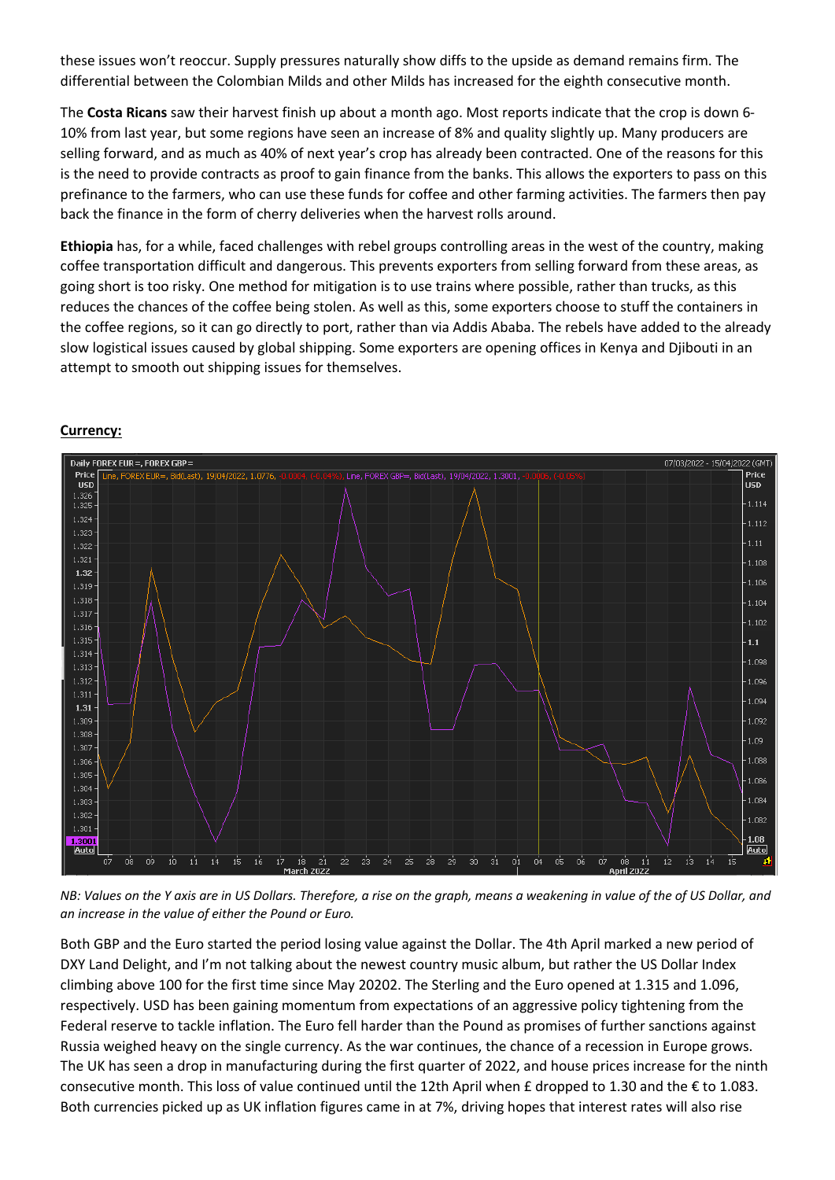these issues won't reoccur. Supply pressures naturally show diffs to the upside as demand remains firm. The differential between the Colombian Milds and other Milds has increased for the eighth consecutive month.

The **Costa Ricans** saw their harvest finish up about a month ago. Most reports indicate that the crop is down 6-10% from last year, but some regions have seen an increase of 8% and quality slightly up. Many producers are selling forward, and as much as 40% of next year's crop has already been contracted. One of the reasons for this is the need to provide contracts as proof to gain finance from the banks. This allows the exporters to pass on this prefinance to the farmers, who can use these funds for coffee and other farming activities. The farmers then pay back the finance in the form of cherry deliveries when the harvest rolls around.

**Ethiopia** has, for a while, faced challenges with rebel groups controlling areas in the west of the country, making coffee transportation difficult and dangerous. This prevents exporters from selling forward from these areas, as going short is too risky. One method for mitigation is to use trains where possible, rather than trucks, as this reduces the chances of the coffee being stolen. As well as this, some exporters choose to stuff the containers in the coffee regions, so it can go directly to port, rather than via Addis Ababa. The rebels have added to the already slow logistical issues caused by global shipping. Some exporters are opening offices in Kenya and Djibouti in an attempt to smooth out shipping issues for themselves.

## Currency:

Daily FOREX EUR=, FOREX GBP=

07/03/2022 - 15/04/2022 (GMT)

Line, FOREX EUR=, Bid(Last), 19/04/2022, 1.0776, -0.0004, (-0.04%), Line, FOREX GBP=, Bid(Last), 19/04/2022, 1.3001, -0.0006, (-0.05%)

Price USD

1.326 1.325 1.324 1.323 1.322 1.321 1.32 1.319 1.318 1.317 1.316 1.315 1.314 1.313 1.312 1.311 1.31 1.309 1.308 1.307 1.306 1.305 1.304 1.303 1.302 1.301 1.3001

Price USD

1.114 1.112 1.11 1.108 1.106 1.104 1.102 1.1 1.098 1.096 1.094 1.092 1.09 1.088 1.086 1.084 1.082 1.08

07 08 09 10 11 14 15 16 17 18 21 22 23 24 25 28 29 30 31 01 04 05 06 07 08 11 12 13 14 15

March 2022 April 2022

*NB: Values on the Y axis are in US Dollars. Therefore, a rise on the graph, means a weakening in value of the of US Dollar, and an increase in the value of either the Pound or Euro.*

Both GBP and the Euro started the period losing value against the Dollar. The 4th April marked a new period of DXY Land Delight, and I'm not talking about the newest country music album, but rather the US Dollar Index climbing above 100 for the first time since May 20202. The Sterling and the Euro opened at 1.315 and 1.096, respectively. USD has been gaining momentum from expectations of an aggressive policy tightening from the Federal reserve to tackle inflation. The Euro fell harder than the Pound as promises of further sanctions against Russia weighed heavy on the single currency. As the war continues, the chance of a recession in Europe grows. The UK has seen a drop in manufacturing during the first quarter of 2022, and house prices increase for the ninth consecutive month. This loss of value continued until the 12th April when £ dropped to 1.30 and the € to 1.083. Both currencies picked up as UK inflation figures came in at 7%, driving hopes that interest rates will also rise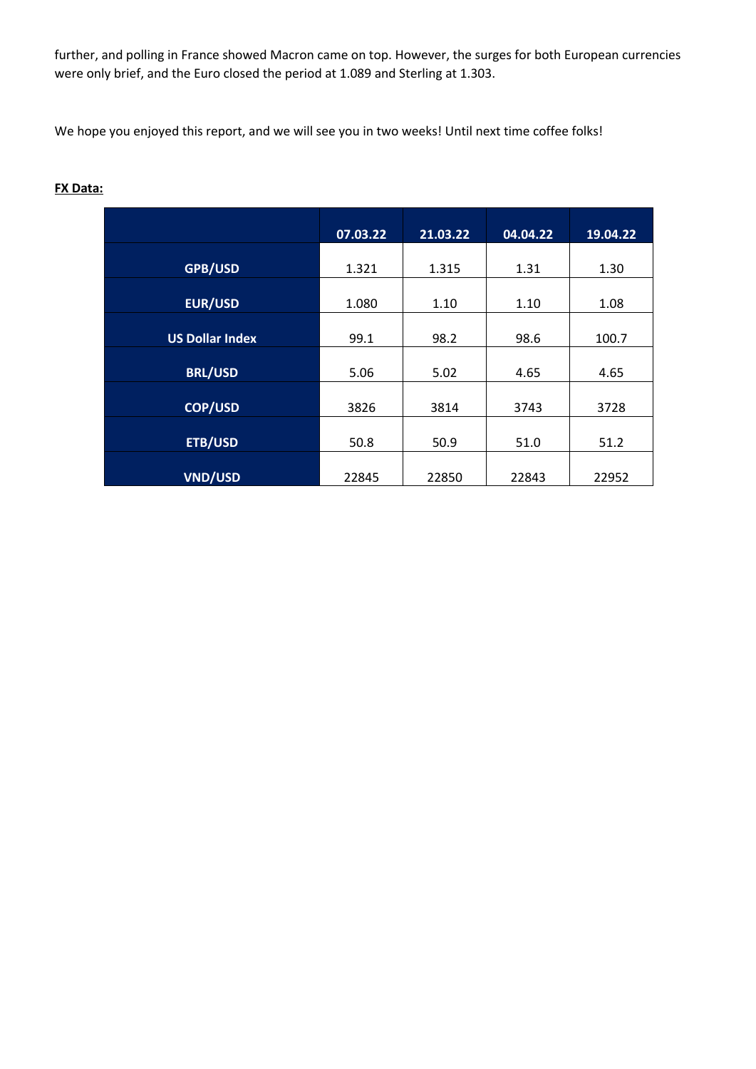further, and polling in France showed Macron came on top. However, the surges for both European currencies were only brief, and the Euro closed the period at 1.089 and Sterling at 1.303.

We hope you enjoyed this report, and we will see you in two weeks! Until next time coffee folks!

**FX Data:**

| | 07.03.22 | 21.03.22 | 04.04.22 | 19.04.22 |
|---|---|---|---|---|
| **GPB/USD** | 1.321 | 1.315 | 1.31 | 1.30 |
| **EUR/USD** | 1.080 | 1.10 | 1.10 | 1.08 |
| **US Dollar Index** | 99.1 | 98.2 | 98.6 | 100.7 |
| **BRL/USD** | 5.06 | 5.02 | 4.65 | 4.65 |
| **COP/USD** | 3826 | 3814 | 3743 | 3728 |
| **ETB/USD** | 50.8 | 50.9 | 51.0 | 51.2 |
| **VND/USD** | 22845 | 22850 | 22843 | 22952 |